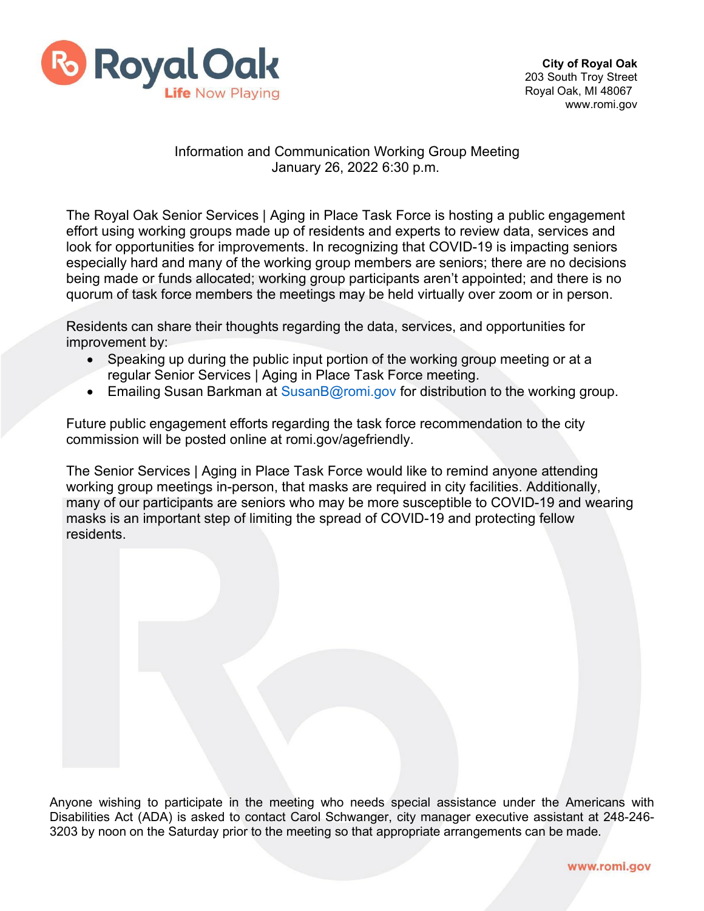**City of Royal Oak**
203 South Troy Street
Royal Oak, MI 48067
www.romi.gov

Information and Communication Working Group Meeting
January 26, 2022 6:30 p.m.

The Royal Oak Senior Services | Aging in Place Task Force is hosting a public engagement effort using working groups made up of residents and experts to review data, services and look for opportunities for improvements. In recognizing that COVID-19 is impacting seniors especially hard and many of the working group members are seniors; there are no decisions being made or funds allocated; working group participants aren't appointed; and there is no quorum of task force members the meetings may be held virtually over zoom or in person.

Residents can share their thoughts regarding the data, services, and opportunities for improvement by:

- Speaking up during the public input portion of the working group meeting or at a regular Senior Services | Aging in Place Task Force meeting.
- Emailing Susan Barkman at SusanB@romi.gov for distribution to the working group.

Future public engagement efforts regarding the task force recommendation to the city commission will be posted online at romi.gov/agefriendly.

The Senior Services | Aging in Place Task Force would like to remind anyone attending working group meetings in-person, that masks are required in city facilities. Additionally, many of our participants are seniors who may be more susceptible to COVID-19 and wearing masks is an important step of limiting the spread of COVID-19 and protecting fellow residents.

Anyone wishing to participate in the meeting who needs special assistance under the Americans with Disabilities Act (ADA) is asked to contact Carol Schwanger, city manager executive assistant at 248-246-3203 by noon on the Saturday prior to the meeting so that appropriate arrangements can be made.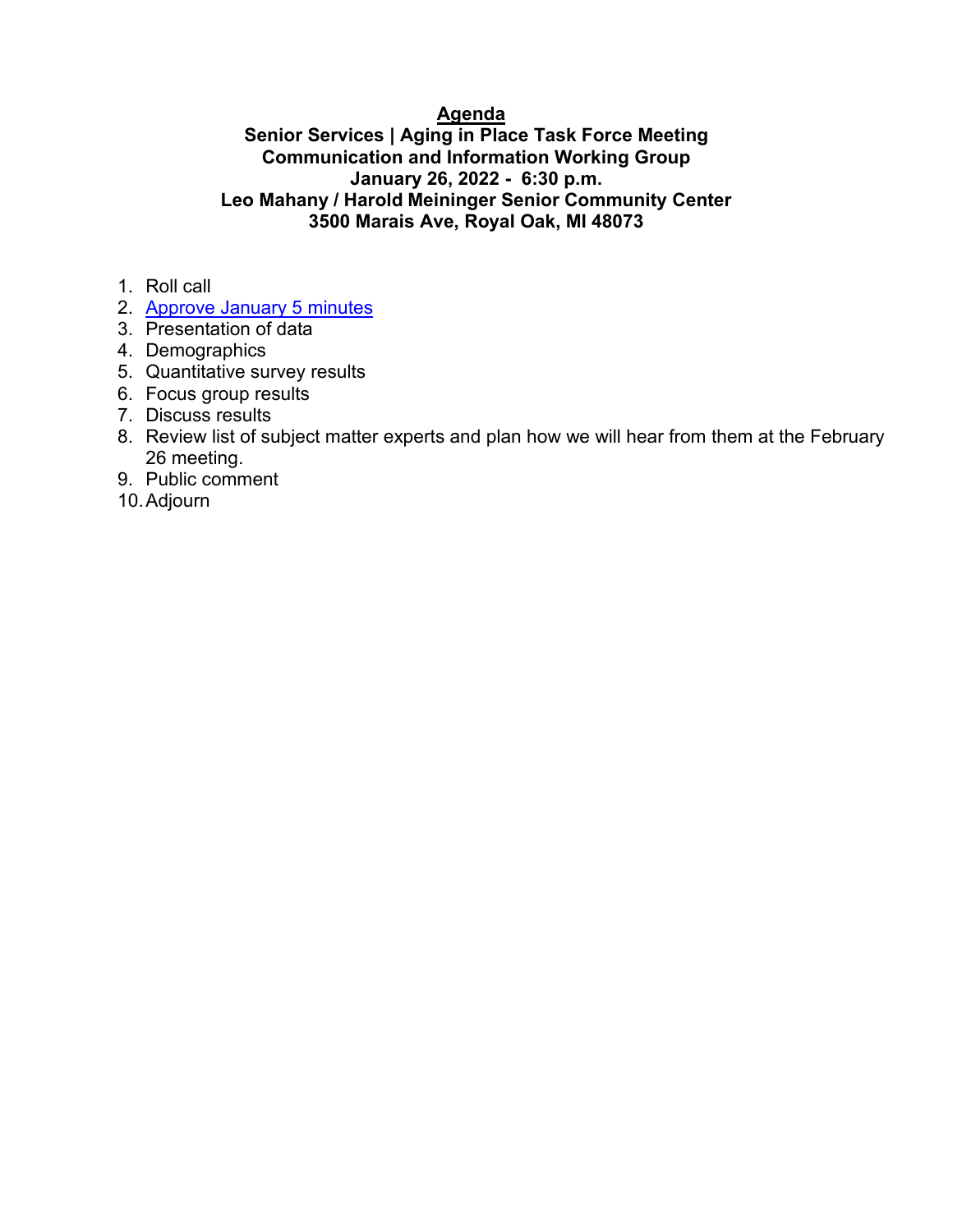# Agenda

**Senior Services | Aging in Place Task Force Meeting**
**Communication and Information Working Group**
**January 26, 2022 - 6:30 p.m.**
**Leo Mahany / Harold Meininger Senior Community Center**
**3500 Marais Ave, Royal Oak, MI 48073**

1. Roll call
2. Approve January 5 minutes
3. Presentation of data
4. Demographics
5. Quantitative survey results
6. Focus group results
7. Discuss results
8. Review list of subject matter experts and plan how we will hear from them at the February 26 meeting.
9. Public comment
10. Adjourn